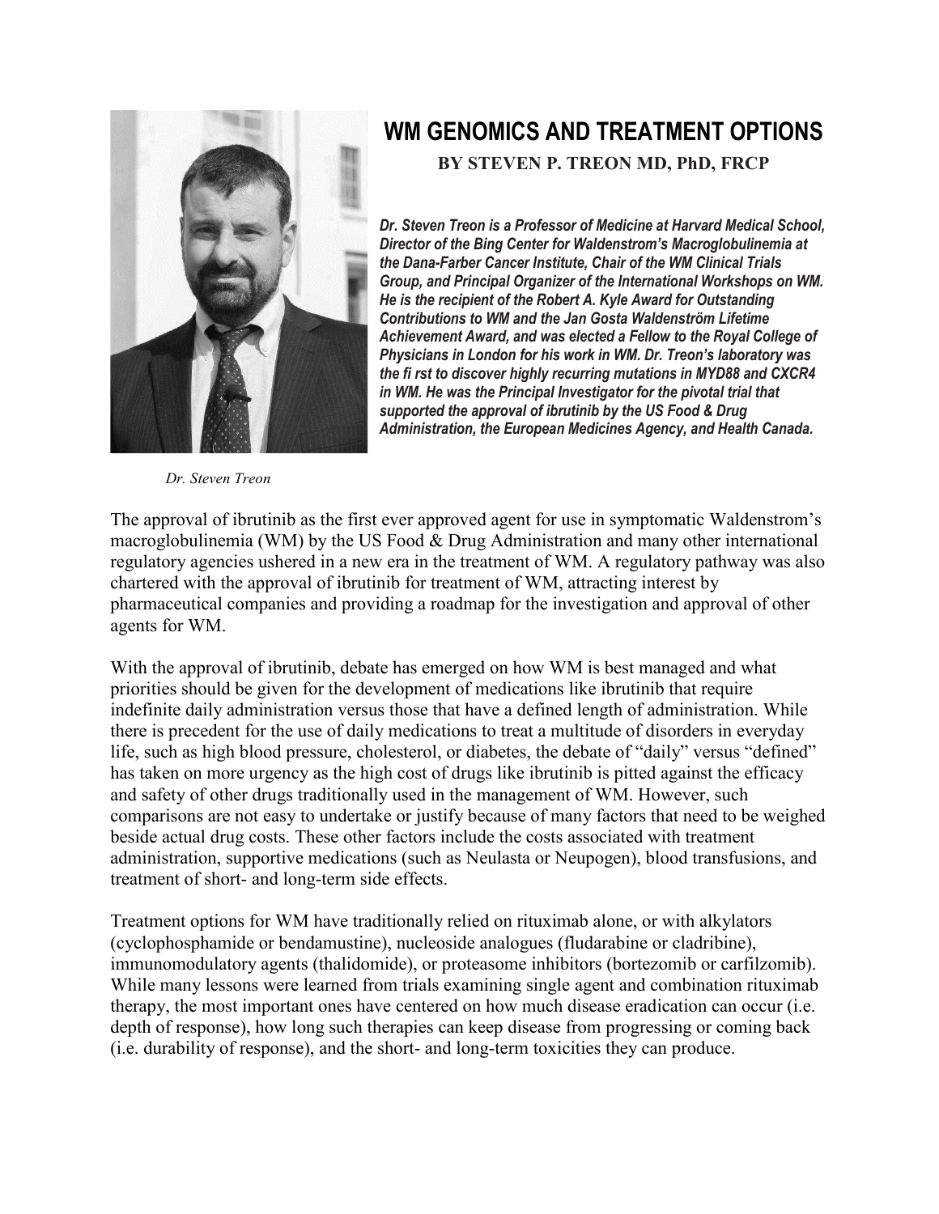# WM GENOMICS AND TREATMENT OPTIONS

**BY STEVEN P. TREON MD, PhD, FRCP**

***Dr. Steven Treon is a Professor of Medicine at Harvard Medical School, Director of the Bing Center for Waldenstrom's Macroglobulinemia at the Dana-Farber Cancer Institute, Chair of the WM Clinical Trials Group, and Principal Organizer of the International Workshops on WM. He is the recipient of the Robert A. Kyle Award for Outstanding Contributions to WM and the Jan Gosta Waldenström Lifetime Achievement Award, and was elected a Fellow to the Royal College of Physicians in London for his work in WM. Dr. Treon's laboratory was the fi rst to discover highly recurring mutations in MYD88 and CXCR4 in WM. He was the Principal Investigator for the pivotal trial that supported the approval of ibrutinib by the US Food & Drug Administration, the European Medicines Agency, and Health Canada.***

*Dr. Steven Treon*

The approval of ibrutinib as the first ever approved agent for use in symptomatic Waldenstrom's macroglobulinemia (WM) by the US Food & Drug Administration and many other international regulatory agencies ushered in a new era in the treatment of WM. A regulatory pathway was also chartered with the approval of ibrutinib for treatment of WM, attracting interest by pharmaceutical companies and providing a roadmap for the investigation and approval of other agents for WM.

With the approval of ibrutinib, debate has emerged on how WM is best managed and what priorities should be given for the development of medications like ibrutinib that require indefinite daily administration versus those that have a defined length of administration. While there is precedent for the use of daily medications to treat a multitude of disorders in everyday life, such as high blood pressure, cholesterol, or diabetes, the debate of "daily" versus "defined" has taken on more urgency as the high cost of drugs like ibrutinib is pitted against the efficacy and safety of other drugs traditionally used in the management of WM. However, such comparisons are not easy to undertake or justify because of many factors that need to be weighed beside actual drug costs. These other factors include the costs associated with treatment administration, supportive medications (such as Neulasta or Neupogen), blood transfusions, and treatment of short- and long-term side effects.

Treatment options for WM have traditionally relied on rituximab alone, or with alkylators (cyclophosphamide or bendamustine), nucleoside analogues (fludarabine or cladribine), immunomodulatory agents (thalidomide), or proteasome inhibitors (bortezomib or carfilzomib). While many lessons were learned from trials examining single agent and combination rituximab therapy, the most important ones have centered on how much disease eradication can occur (i.e. depth of response), how long such therapies can keep disease from progressing or coming back (i.e. durability of response), and the short- and long-term toxicities they can produce.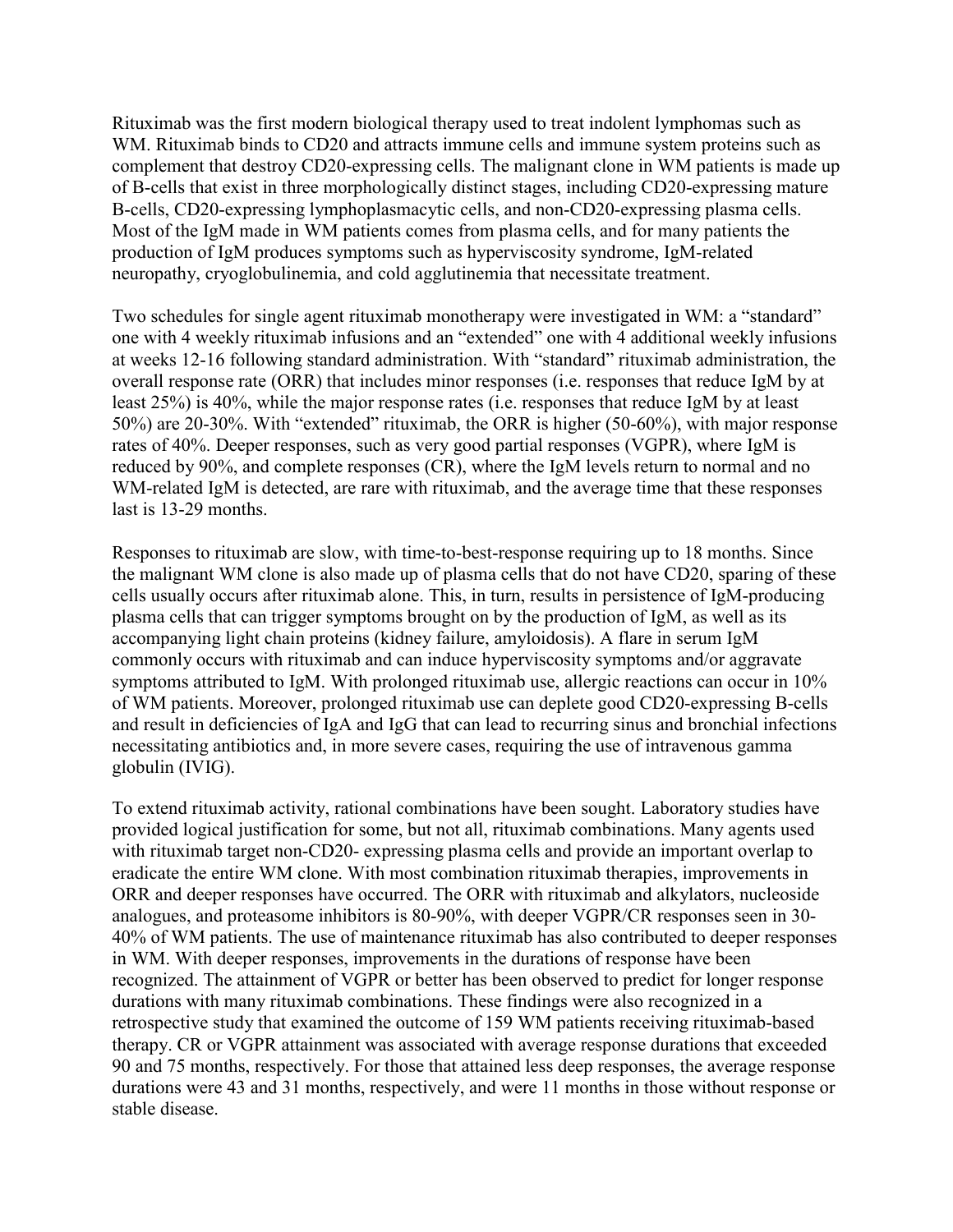Rituximab was the first modern biological therapy used to treat indolent lymphomas such as WM. Rituximab binds to CD20 and attracts immune cells and immune system proteins such as complement that destroy CD20-expressing cells. The malignant clone in WM patients is made up of B-cells that exist in three morphologically distinct stages, including CD20-expressing mature B-cells, CD20-expressing lymphoplasmacytic cells, and non-CD20-expressing plasma cells. Most of the IgM made in WM patients comes from plasma cells, and for many patients the production of IgM produces symptoms such as hyperviscosity syndrome, IgM-related neuropathy, cryoglobulinemia, and cold agglutinemia that necessitate treatment.

Two schedules for single agent rituximab monotherapy were investigated in WM: a "standard" one with 4 weekly rituximab infusions and an "extended" one with 4 additional weekly infusions at weeks 12-16 following standard administration. With "standard" rituximab administration, the overall response rate (ORR) that includes minor responses (i.e. responses that reduce IgM by at least 25%) is 40%, while the major response rates (i.e. responses that reduce IgM by at least 50%) are 20-30%. With "extended" rituximab, the ORR is higher (50-60%), with major response rates of 40%. Deeper responses, such as very good partial responses (VGPR), where IgM is reduced by 90%, and complete responses (CR), where the IgM levels return to normal and no WM-related IgM is detected, are rare with rituximab, and the average time that these responses last is 13-29 months.

Responses to rituximab are slow, with time-to-best-response requiring up to 18 months. Since the malignant WM clone is also made up of plasma cells that do not have CD20, sparing of these cells usually occurs after rituximab alone. This, in turn, results in persistence of IgM-producing plasma cells that can trigger symptoms brought on by the production of IgM, as well as its accompanying light chain proteins (kidney failure, amyloidosis). A flare in serum IgM commonly occurs with rituximab and can induce hyperviscosity symptoms and/or aggravate symptoms attributed to IgM. With prolonged rituximab use, allergic reactions can occur in 10% of WM patients. Moreover, prolonged rituximab use can deplete good CD20-expressing B-cells and result in deficiencies of IgA and IgG that can lead to recurring sinus and bronchial infections necessitating antibiotics and, in more severe cases, requiring the use of intravenous gamma globulin (IVIG).

To extend rituximab activity, rational combinations have been sought. Laboratory studies have provided logical justification for some, but not all, rituximab combinations. Many agents used with rituximab target non-CD20- expressing plasma cells and provide an important overlap to eradicate the entire WM clone. With most combination rituximab therapies, improvements in ORR and deeper responses have occurred. The ORR with rituximab and alkylators, nucleoside analogues, and proteasome inhibitors is 80-90%, with deeper VGPR/CR responses seen in 30-40% of WM patients. The use of maintenance rituximab has also contributed to deeper responses in WM. With deeper responses, improvements in the durations of response have been recognized. The attainment of VGPR or better has been observed to predict for longer response durations with many rituximab combinations. These findings were also recognized in a retrospective study that examined the outcome of 159 WM patients receiving rituximab-based therapy. CR or VGPR attainment was associated with average response durations that exceeded 90 and 75 months, respectively. For those that attained less deep responses, the average response durations were 43 and 31 months, respectively, and were 11 months in those without response or stable disease.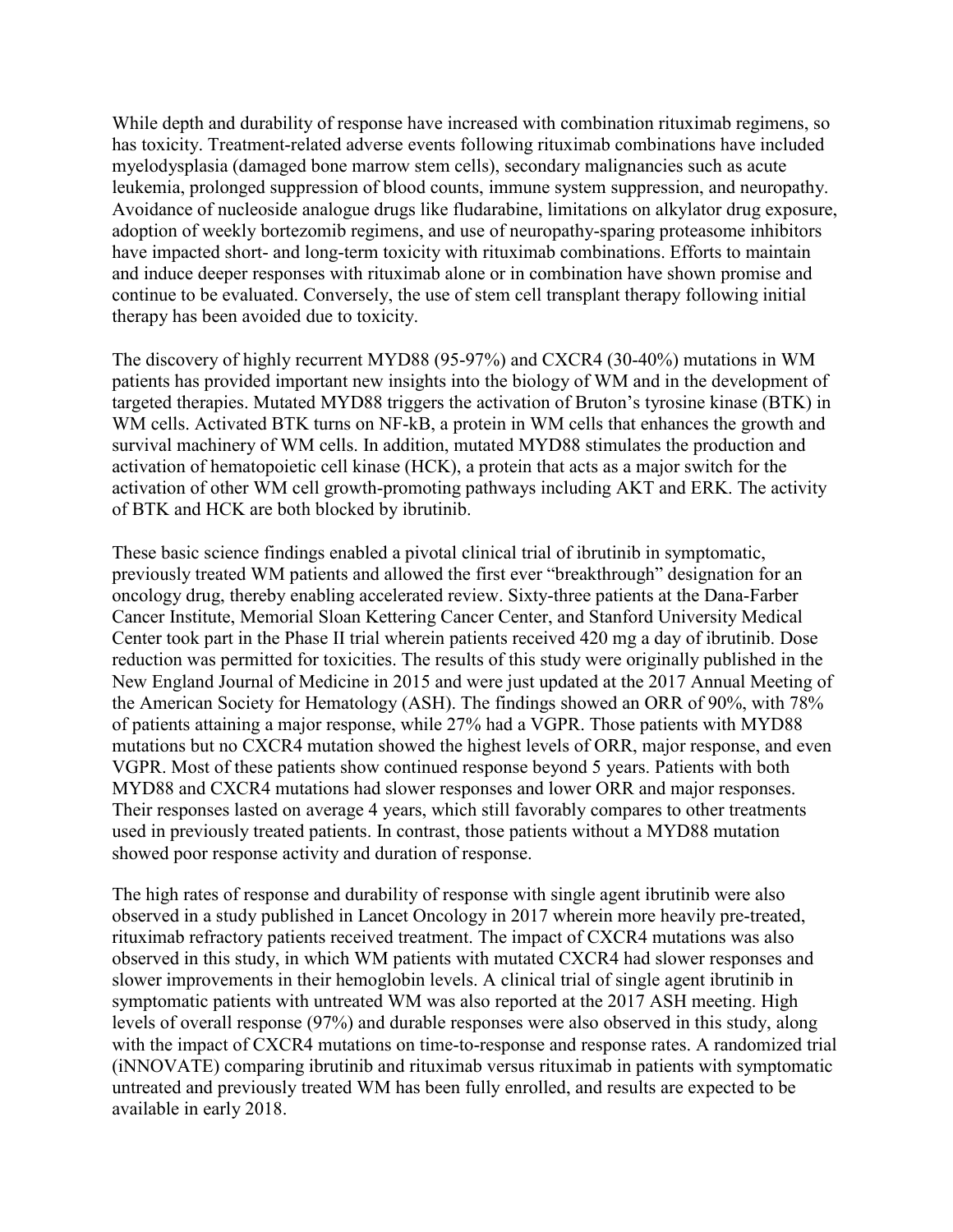While depth and durability of response have increased with combination rituximab regimens, so has toxicity. Treatment-related adverse events following rituximab combinations have included myelodysplasia (damaged bone marrow stem cells), secondary malignancies such as acute leukemia, prolonged suppression of blood counts, immune system suppression, and neuropathy. Avoidance of nucleoside analogue drugs like fludarabine, limitations on alkylator drug exposure, adoption of weekly bortezomib regimens, and use of neuropathy-sparing proteasome inhibitors have impacted short- and long-term toxicity with rituximab combinations. Efforts to maintain and induce deeper responses with rituximab alone or in combination have shown promise and continue to be evaluated. Conversely, the use of stem cell transplant therapy following initial therapy has been avoided due to toxicity.

The discovery of highly recurrent MYD88 (95-97%) and CXCR4 (30-40%) mutations in WM patients has provided important new insights into the biology of WM and in the development of targeted therapies. Mutated MYD88 triggers the activation of Bruton's tyrosine kinase (BTK) in WM cells. Activated BTK turns on NF-kB, a protein in WM cells that enhances the growth and survival machinery of WM cells. In addition, mutated MYD88 stimulates the production and activation of hematopoietic cell kinase (HCK), a protein that acts as a major switch for the activation of other WM cell growth-promoting pathways including AKT and ERK. The activity of BTK and HCK are both blocked by ibrutinib.

These basic science findings enabled a pivotal clinical trial of ibrutinib in symptomatic, previously treated WM patients and allowed the first ever "breakthrough" designation for an oncology drug, thereby enabling accelerated review. Sixty-three patients at the Dana-Farber Cancer Institute, Memorial Sloan Kettering Cancer Center, and Stanford University Medical Center took part in the Phase II trial wherein patients received 420 mg a day of ibrutinib. Dose reduction was permitted for toxicities. The results of this study were originally published in the New England Journal of Medicine in 2015 and were just updated at the 2017 Annual Meeting of the American Society for Hematology (ASH). The findings showed an ORR of 90%, with 78% of patients attaining a major response, while 27% had a VGPR. Those patients with MYD88 mutations but no CXCR4 mutation showed the highest levels of ORR, major response, and even VGPR. Most of these patients show continued response beyond 5 years. Patients with both MYD88 and CXCR4 mutations had slower responses and lower ORR and major responses. Their responses lasted on average 4 years, which still favorably compares to other treatments used in previously treated patients. In contrast, those patients without a MYD88 mutation showed poor response activity and duration of response.

The high rates of response and durability of response with single agent ibrutinib were also observed in a study published in Lancet Oncology in 2017 wherein more heavily pre-treated, rituximab refractory patients received treatment. The impact of CXCR4 mutations was also observed in this study, in which WM patients with mutated CXCR4 had slower responses and slower improvements in their hemoglobin levels. A clinical trial of single agent ibrutinib in symptomatic patients with untreated WM was also reported at the 2017 ASH meeting. High levels of overall response (97%) and durable responses were also observed in this study, along with the impact of CXCR4 mutations on time-to-response and response rates. A randomized trial (iNNOVATE) comparing ibrutinib and rituximab versus rituximab in patients with symptomatic untreated and previously treated WM has been fully enrolled, and results are expected to be available in early 2018.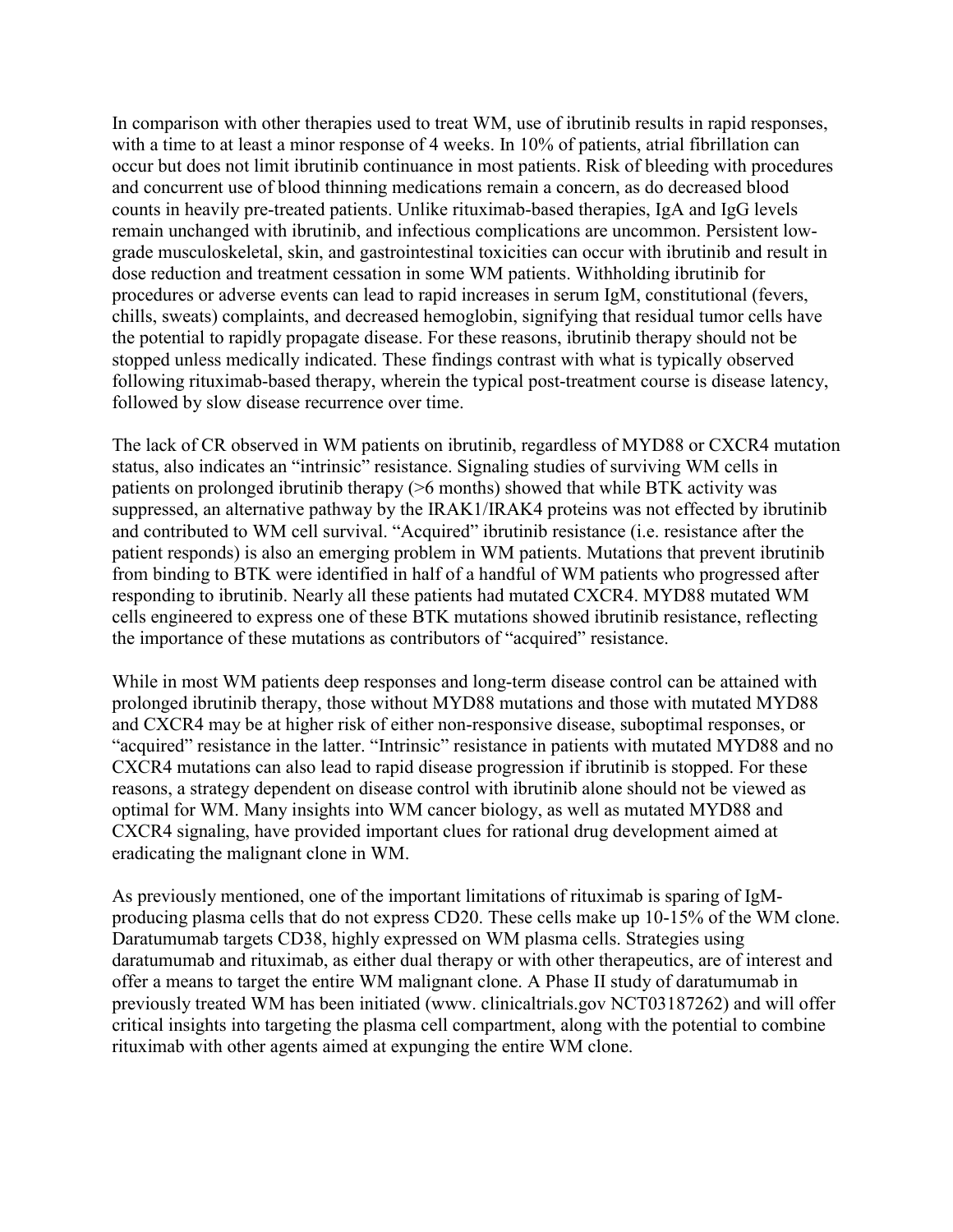In comparison with other therapies used to treat WM, use of ibrutinib results in rapid responses, with a time to at least a minor response of 4 weeks. In 10% of patients, atrial fibrillation can occur but does not limit ibrutinib continuance in most patients. Risk of bleeding with procedures and concurrent use of blood thinning medications remain a concern, as do decreased blood counts in heavily pre-treated patients. Unlike rituximab-based therapies, IgA and IgG levels remain unchanged with ibrutinib, and infectious complications are uncommon. Persistent low-grade musculoskeletal, skin, and gastrointestinal toxicities can occur with ibrutinib and result in dose reduction and treatment cessation in some WM patients. Withholding ibrutinib for procedures or adverse events can lead to rapid increases in serum IgM, constitutional (fevers, chills, sweats) complaints, and decreased hemoglobin, signifying that residual tumor cells have the potential to rapidly propagate disease. For these reasons, ibrutinib therapy should not be stopped unless medically indicated. These findings contrast with what is typically observed following rituximab-based therapy, wherein the typical post-treatment course is disease latency, followed by slow disease recurrence over time.

The lack of CR observed in WM patients on ibrutinib, regardless of MYD88 or CXCR4 mutation status, also indicates an "intrinsic" resistance. Signaling studies of surviving WM cells in patients on prolonged ibrutinib therapy (>6 months) showed that while BTK activity was suppressed, an alternative pathway by the IRAK1/IRAK4 proteins was not effected by ibrutinib and contributed to WM cell survival. "Acquired" ibrutinib resistance (i.e. resistance after the patient responds) is also an emerging problem in WM patients. Mutations that prevent ibrutinib from binding to BTK were identified in half of a handful of WM patients who progressed after responding to ibrutinib. Nearly all these patients had mutated CXCR4. MYD88 mutated WM cells engineered to express one of these BTK mutations showed ibrutinib resistance, reflecting the importance of these mutations as contributors of "acquired" resistance.

While in most WM patients deep responses and long-term disease control can be attained with prolonged ibrutinib therapy, those without MYD88 mutations and those with mutated MYD88 and CXCR4 may be at higher risk of either non-responsive disease, suboptimal responses, or "acquired" resistance in the latter. "Intrinsic" resistance in patients with mutated MYD88 and no CXCR4 mutations can also lead to rapid disease progression if ibrutinib is stopped. For these reasons, a strategy dependent on disease control with ibrutinib alone should not be viewed as optimal for WM. Many insights into WM cancer biology, as well as mutated MYD88 and CXCR4 signaling, have provided important clues for rational drug development aimed at eradicating the malignant clone in WM.

As previously mentioned, one of the important limitations of rituximab is sparing of IgM-producing plasma cells that do not express CD20. These cells make up 10-15% of the WM clone. Daratumumab targets CD38, highly expressed on WM plasma cells. Strategies using daratumumab and rituximab, as either dual therapy or with other therapeutics, are of interest and offer a means to target the entire WM malignant clone. A Phase II study of daratumumab in previously treated WM has been initiated (www. clinicaltrials.gov NCT03187262) and will offer critical insights into targeting the plasma cell compartment, along with the potential to combine rituximab with other agents aimed at expunging the entire WM clone.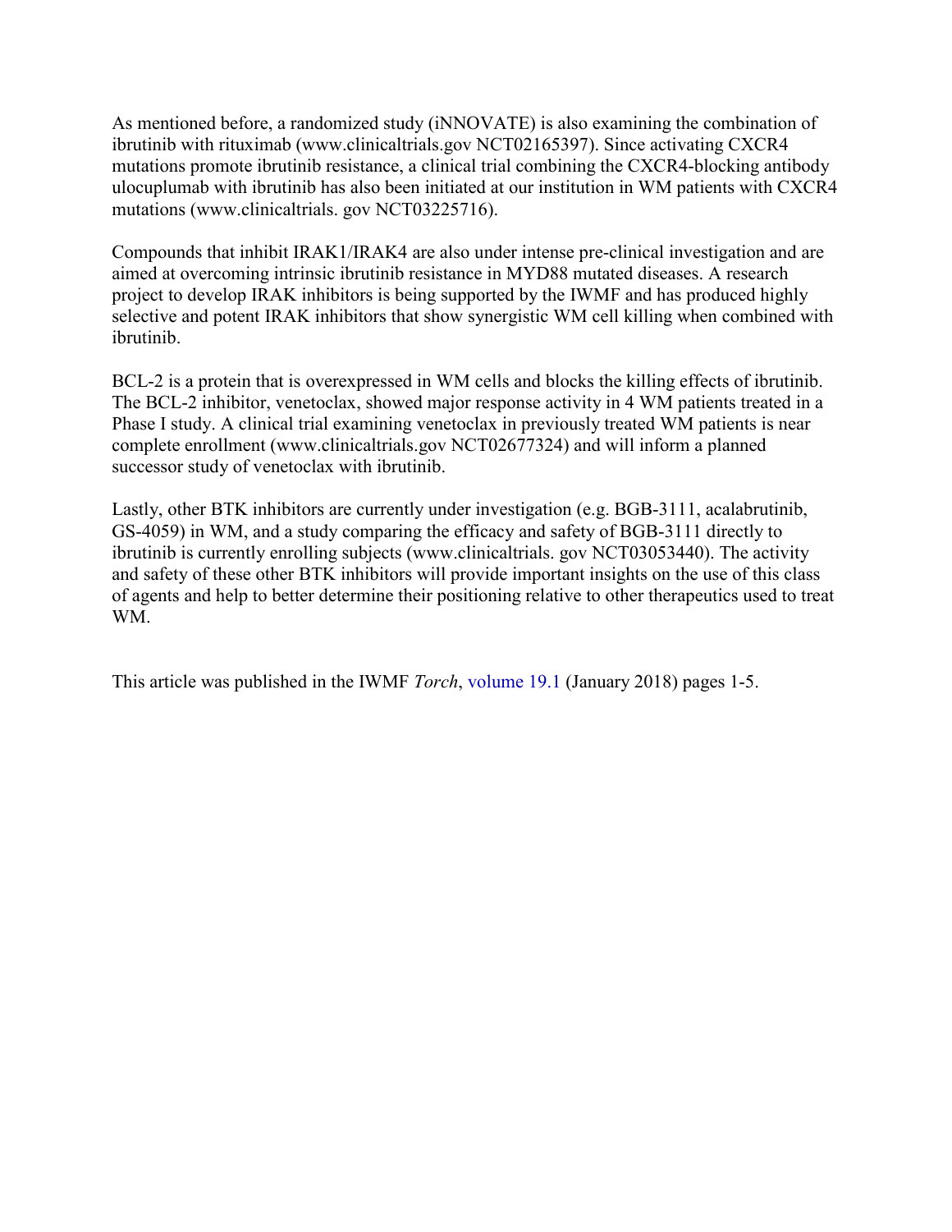As mentioned before, a randomized study (iNNOVATE) is also examining the combination of ibrutinib with rituximab (www.clinicaltrials.gov NCT02165397). Since activating CXCR4 mutations promote ibrutinib resistance, a clinical trial combining the CXCR4-blocking antibody ulocuplumab with ibrutinib has also been initiated at our institution in WM patients with CXCR4 mutations (www.clinicaltrials. gov NCT03225716).

Compounds that inhibit IRAK1/IRAK4 are also under intense pre-clinical investigation and are aimed at overcoming intrinsic ibrutinib resistance in MYD88 mutated diseases. A research project to develop IRAK inhibitors is being supported by the IWMF and has produced highly selective and potent IRAK inhibitors that show synergistic WM cell killing when combined with ibrutinib.

BCL-2 is a protein that is overexpressed in WM cells and blocks the killing effects of ibrutinib. The BCL-2 inhibitor, venetoclax, showed major response activity in 4 WM patients treated in a Phase I study. A clinical trial examining venetoclax in previously treated WM patients is near complete enrollment (www.clinicaltrials.gov NCT02677324) and will inform a planned successor study of venetoclax with ibrutinib.

Lastly, other BTK inhibitors are currently under investigation (e.g. BGB-3111, acalabrutinib, GS-4059) in WM, and a study comparing the efficacy and safety of BGB-3111 directly to ibrutinib is currently enrolling subjects (www.clinicaltrials. gov NCT03053440). The activity and safety of these other BTK inhibitors will provide important insights on the use of this class of agents and help to better determine their positioning relative to other therapeutics used to treat WM.

This article was published in the IWMF *Torch*, volume 19.1 (January 2018) pages 1-5.